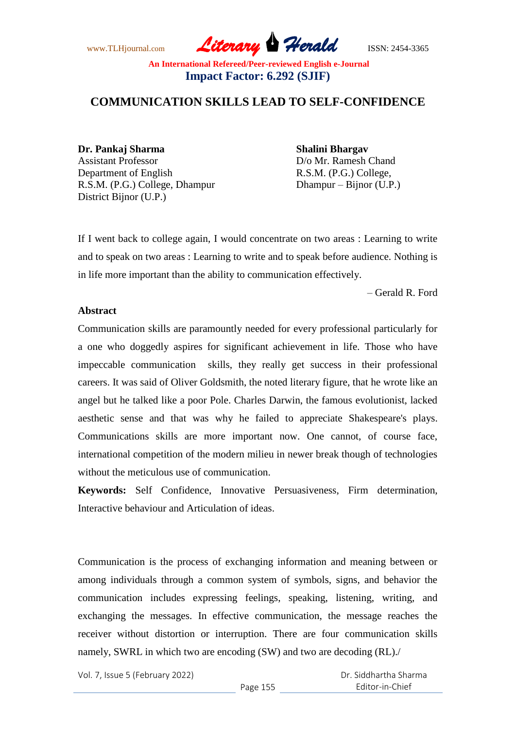# COMMUNICATION SKILLS LEAD TO SELF-CONFIDENCE

**Dr. Pankaj Sharma**
Assistant Professor
Department of English
R.S.M. (P.G.) College, Dhampur
District Bijnor (U.P.)

**Shalini Bhargav**
D/o Mr. Ramesh Chand
R.S.M. (P.G.) College,
Dhampur – Bijnor (U.P.)

If I went back to college again, I would concentrate on two areas : Learning to write and to speak on two areas : Learning to write and to speak before audience. Nothing is in life more important than the ability to communication effectively.

– Gerald R. Ford

**Abstract**

Communication skills are paramountly needed for every professional particularly for a one who doggedly aspires for significant achievement in life. Those who have impeccable communication skills, they really get success in their professional careers. It was said of Oliver Goldsmith, the noted literary figure, that he wrote like an angel but he talked like a poor Pole. Charles Darwin, the famous evolutionist, lacked aesthetic sense and that was why he failed to appreciate Shakespeare's plays. Communications skills are more important now. One cannot, of course face, international competition of the modern milieu in newer break though of technologies without the meticulous use of communication.

**Keywords:** Self Confidence, Innovative Persuasiveness, Firm determination, Interactive behaviour and Articulation of ideas.

Communication is the process of exchanging information and meaning between or among individuals through a common system of symbols, signs, and behavior the communication includes expressing feelings, speaking, listening, writing, and exchanging the messages. In effective communication, the message reaches the receiver without distortion or interruption. There are four communication skills namely, SWRL in which two are encoding (SW) and two are decoding (RL)./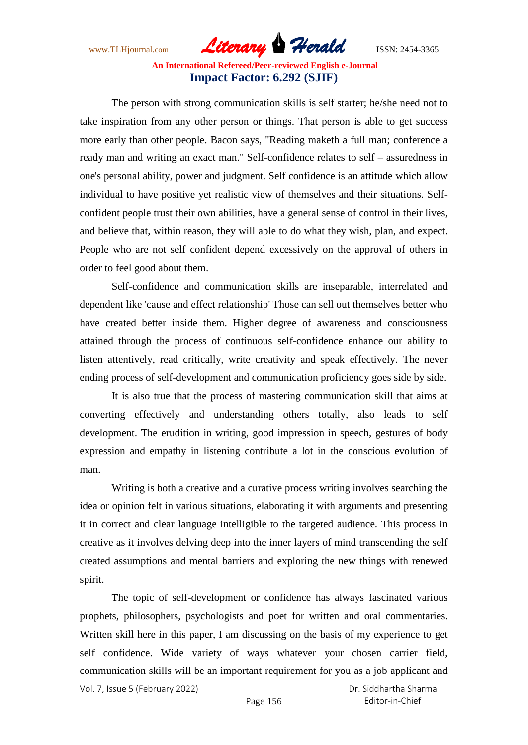The person with strong communication skills is self starter; he/she need not to take inspiration from any other person or things. That person is able to get success more early than other people. Bacon says, "Reading maketh a full man; conference a ready man and writing an exact man." Self-confidence relates to self – assuredness in one's personal ability, power and judgment. Self confidence is an attitude which allow individual to have positive yet realistic view of themselves and their situations. Self-confident people trust their own abilities, have a general sense of control in their lives, and believe that, within reason, they will able to do what they wish, plan, and expect. People who are not self confident depend excessively on the approval of others in order to feel good about them.

Self-confidence and communication skills are inseparable, interrelated and dependent like 'cause and effect relationship' Those can sell out themselves better who have created better inside them. Higher degree of awareness and consciousness attained through the process of continuous self-confidence enhance our ability to listen attentively, read critically, write creativity and speak effectively. The never ending process of self-development and communication proficiency goes side by side.

It is also true that the process of mastering communication skill that aims at converting effectively and understanding others totally, also leads to self development. The erudition in writing, good impression in speech, gestures of body expression and empathy in listening contribute a lot in the conscious evolution of man.

Writing is both a creative and a curative process writing involves searching the idea or opinion felt in various situations, elaborating it with arguments and presenting it in correct and clear language intelligible to the targeted audience. This process in creative as it involves delving deep into the inner layers of mind transcending the self created assumptions and mental barriers and exploring the new things with renewed spirit.

The topic of self-development or confidence has always fascinated various prophets, philosophers, psychologists and poet for written and oral commentaries. Written skill here in this paper, I am discussing on the basis of my experience to get self confidence. Wide variety of ways whatever your chosen carrier field, communication skills will be an important requirement for you as a job applicant and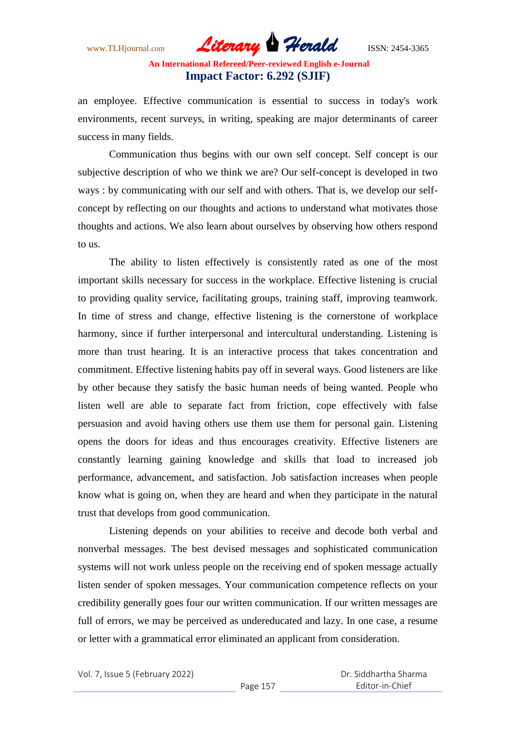an employee. Effective communication is essential to success in today's work environments, recent surveys, in writing, speaking are major determinants of career success in many fields.

Communication thus begins with our own self concept. Self concept is our subjective description of who we think we are? Our self-concept is developed in two ways : by communicating with our self and with others. That is, we develop our self-concept by reflecting on our thoughts and actions to understand what motivates those thoughts and actions. We also learn about ourselves by observing how others respond to us.

The ability to listen effectively is consistently rated as one of the most important skills necessary for success in the workplace. Effective listening is crucial to providing quality service, facilitating groups, training staff, improving teamwork. In time of stress and change, effective listening is the cornerstone of workplace harmony, since if further interpersonal and intercultural understanding. Listening is more than trust hearing. It is an interactive process that takes concentration and commitment. Effective listening habits pay off in several ways. Good listeners are like by other because they satisfy the basic human needs of being wanted. People who listen well are able to separate fact from friction, cope effectively with false persuasion and avoid having others use them use them for personal gain. Listening opens the doors for ideas and thus encourages creativity. Effective listeners are constantly learning gaining knowledge and skills that load to increased job performance, advancement, and satisfaction. Job satisfaction increases when people know what is going on, when they are heard and when they participate in the natural trust that develops from good communication.

Listening depends on your abilities to receive and decode both verbal and nonverbal messages. The best devised messages and sophisticated communication systems will not work unless people on the receiving end of spoken message actually listen sender of spoken messages. Your communication competence reflects on your credibility generally goes four our written communication. If our written messages are full of errors, we may be perceived as undereducated and lazy. In one case, a resume or letter with a grammatical error eliminated an applicant from consideration.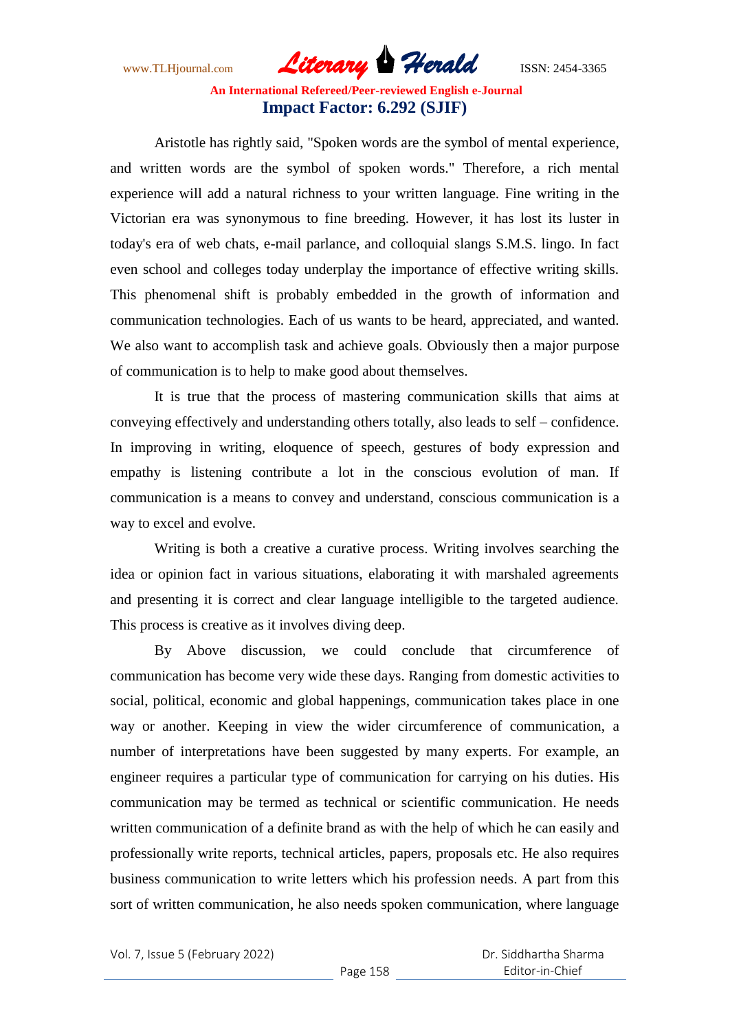Aristotle has rightly said, "Spoken words are the symbol of mental experience, and written words are the symbol of spoken words." Therefore, a rich mental experience will add a natural richness to your written language. Fine writing in the Victorian era was synonymous to fine breeding. However, it has lost its luster in today's era of web chats, e-mail parlance, and colloquial slangs S.M.S. lingo. In fact even school and colleges today underplay the importance of effective writing skills. This phenomenal shift is probably embedded in the growth of information and communication technologies. Each of us wants to be heard, appreciated, and wanted. We also want to accomplish task and achieve goals. Obviously then a major purpose of communication is to help to make good about themselves.

It is true that the process of mastering communication skills that aims at conveying effectively and understanding others totally, also leads to self – confidence. In improving in writing, eloquence of speech, gestures of body expression and empathy is listening contribute a lot in the conscious evolution of man. If communication is a means to convey and understand, conscious communication is a way to excel and evolve.

Writing is both a creative a curative process. Writing involves searching the idea or opinion fact in various situations, elaborating it with marshaled agreements and presenting it is correct and clear language intelligible to the targeted audience. This process is creative as it involves diving deep.

By Above discussion, we could conclude that circumference of communication has become very wide these days. Ranging from domestic activities to social, political, economic and global happenings, communication takes place in one way or another. Keeping in view the wider circumference of communication, a number of interpretations have been suggested by many experts. For example, an engineer requires a particular type of communication for carrying on his duties. His communication may be termed as technical or scientific communication. He needs written communication of a definite brand as with the help of which he can easily and professionally write reports, technical articles, papers, proposals etc. He also requires business communication to write letters which his profession needs. A part from this sort of written communication, he also needs spoken communication, where language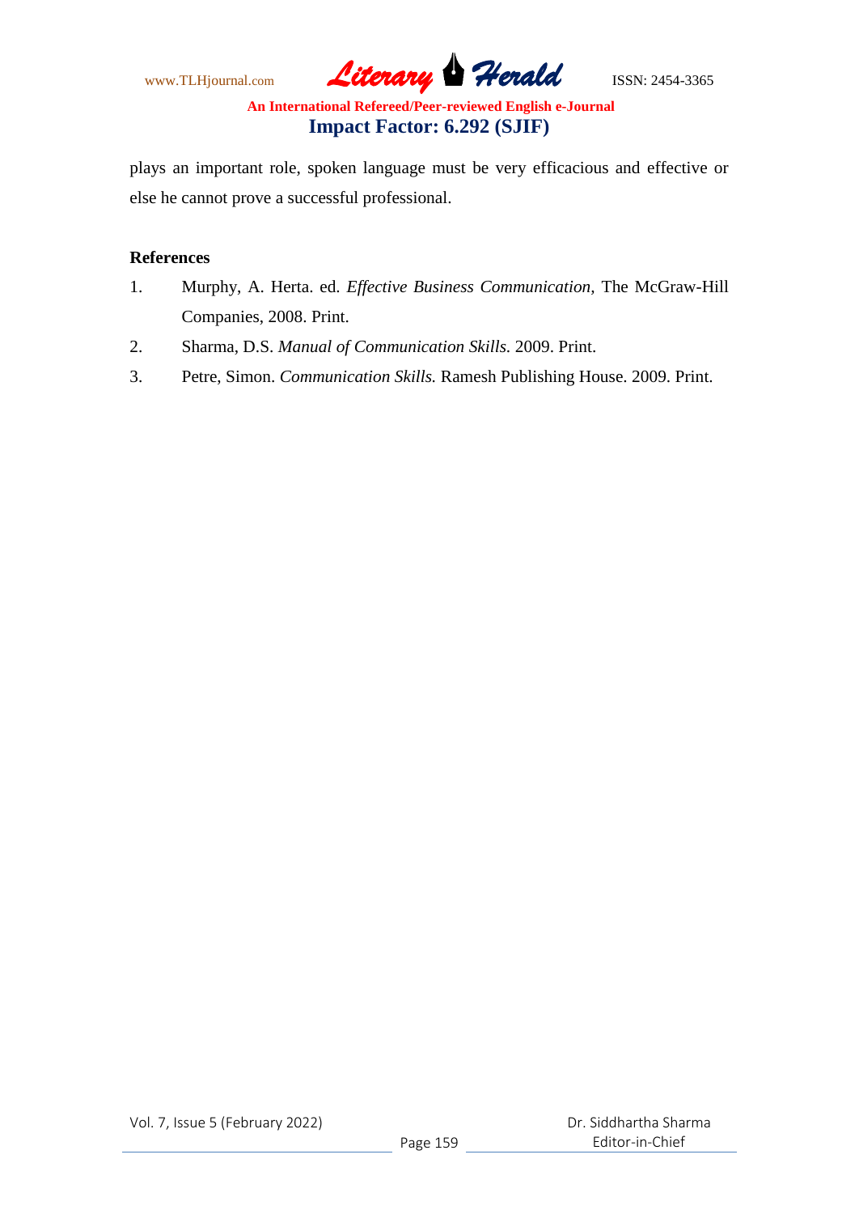plays an important role, spoken language must be very efficacious and effective or else he cannot prove a successful professional.

**References**

1. Murphy, A. Herta. ed. *Effective Business Communication*, The McGraw-Hill Companies, 2008. Print.
2. Sharma, D.S. *Manual of Communication Skills.* 2009. Print.
3. Petre, Simon. *Communication Skills.* Ramesh Publishing House. 2009. Print.